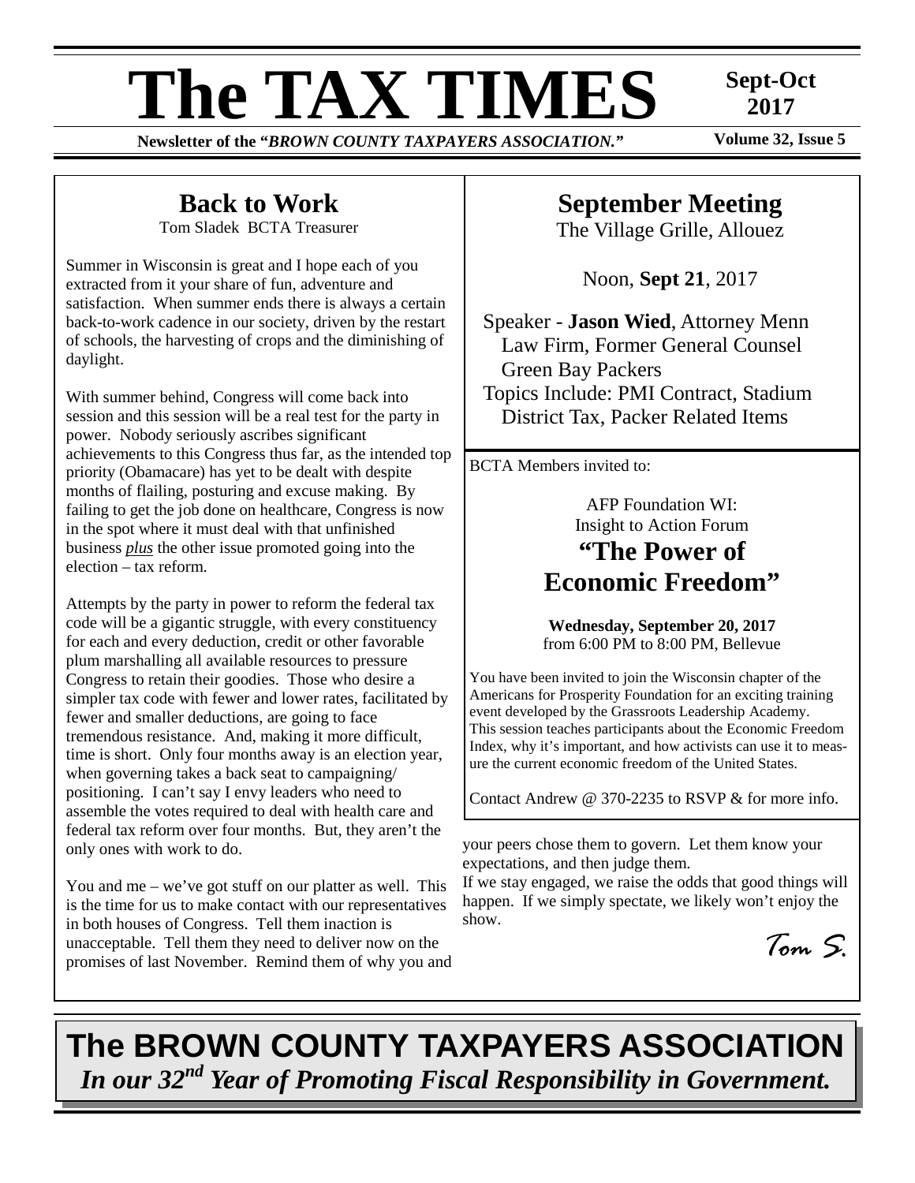# The TAX TIMES

**Sept-Oct 2017**

**Newsletter of the "*BROWN COUNTY TAXPAYERS ASSOCIATION.*"** **Volume 32, Issue 5**

## Back to Work

Tom Sladek BCTA Treasurer

Summer in Wisconsin is great and I hope each of you extracted from it your share of fun, adventure and satisfaction. When summer ends there is always a certain back-to-work cadence in our society, driven by the restart of schools, the harvesting of crops and the diminishing of daylight.

With summer behind, Congress will come back into session and this session will be a real test for the party in power. Nobody seriously ascribes significant achievements to this Congress thus far, as the intended top priority (Obamacare) has yet to be dealt with despite months of flailing, posturing and excuse making. By failing to get the job done on healthcare, Congress is now in the spot where it must deal with that unfinished business ***plus*** the other issue promoted going into the election – tax reform.

Attempts by the party in power to reform the federal tax code will be a gigantic struggle, with every constituency for each and every deduction, credit or other favorable plum marshalling all available resources to pressure Congress to retain their goodies. Those who desire a simpler tax code with fewer and lower rates, facilitated by fewer and smaller deductions, are going to face tremendous resistance. And, making it more difficult, time is short. Only four months away is an election year, when governing takes a back seat to campaigning/ positioning. I can't say I envy leaders who need to assemble the votes required to deal with health care and federal tax reform over four months. But, they aren't the only ones with work to do.

You and me – we've got stuff on our platter as well. This is the time for us to make contact with our representatives in both houses of Congress. Tell them inaction is unacceptable. Tell them they need to deliver now on the promises of last November. Remind them of why you and your peers chose them to govern. Let them know your expectations, and then judge them.

If we stay engaged, we raise the odds that good things will happen. If we simply spectate, we likely won't enjoy the show.

*Tom S.*

## September Meeting

The Village Grille, Allouez

Noon, **Sept 21**, 2017

Speaker - **Jason Wied**, Attorney Menn Law Firm, Former General Counsel Green Bay Packers

Topics Include: PMI Contract, Stadium District Tax, Packer Related Items

BCTA Members invited to:

AFP Foundation WI:
Insight to Action Forum

## "The Power of Economic Freedom"

**Wednesday, September 20, 2017**
from 6:00 PM to 8:00 PM, Bellevue

You have been invited to join the Wisconsin chapter of the Americans for Prosperity Foundation for an exciting training event developed by the Grassroots Leadership Academy. This session teaches participants about the Economic Freedom Index, why it's important, and how activists can use it to measure the current economic freedom of the United States.

Contact Andrew @ 370-2235 to RSVP & for more info.

## The BROWN COUNTY TAXPAYERS ASSOCIATION

***In our 32nd Year of Promoting Fiscal Responsibility in Government.***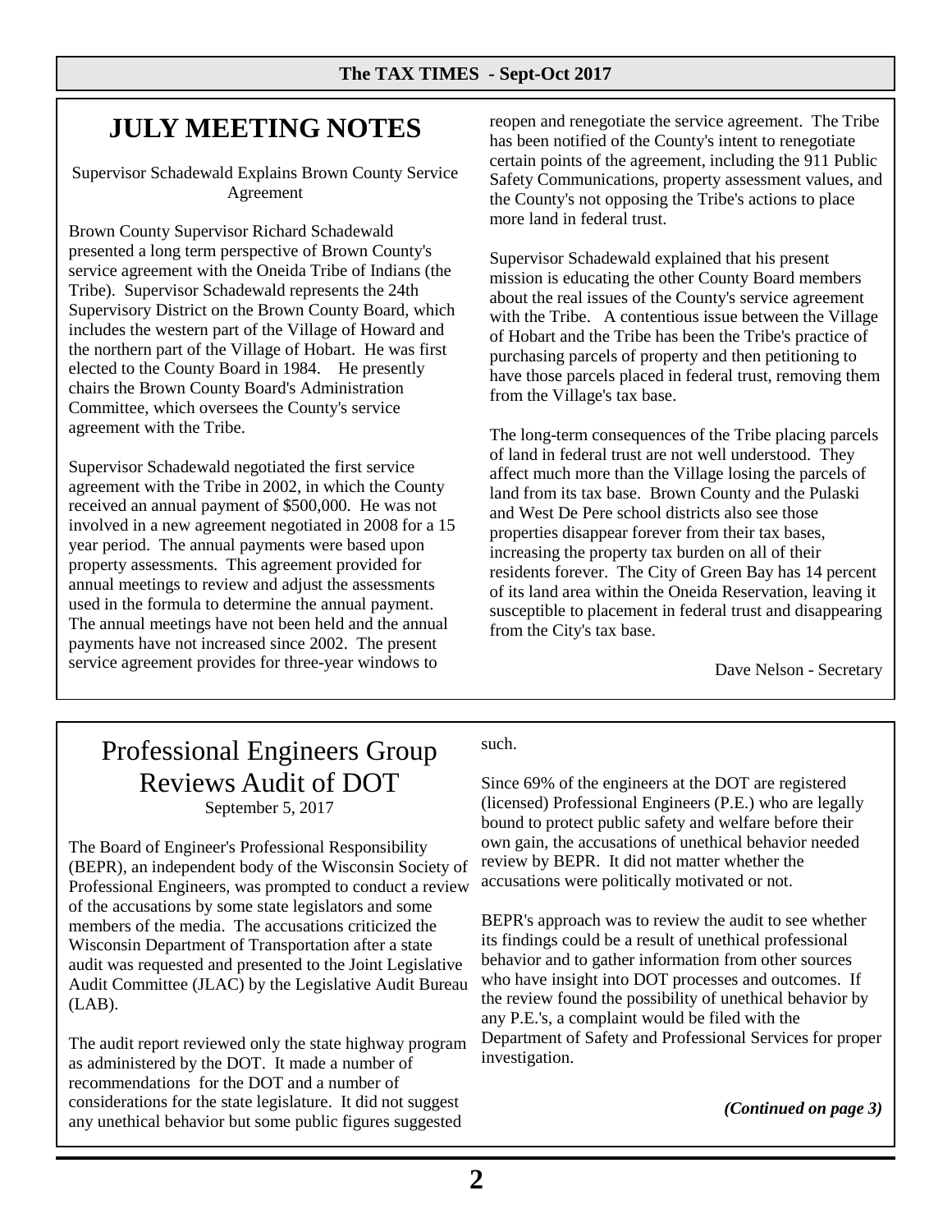# JULY MEETING NOTES

Supervisor Schadewald Explains Brown County Service Agreement

Brown County Supervisor Richard Schadewald presented a long term perspective of Brown County's service agreement with the Oneida Tribe of Indians (the Tribe). Supervisor Schadewald represents the 24th Supervisory District on the Brown County Board, which includes the western part of the Village of Howard and the northern part of the Village of Hobart. He was first elected to the County Board in 1984. He presently chairs the Brown County Board's Administration Committee, which oversees the County's service agreement with the Tribe.

Supervisor Schadewald negotiated the first service agreement with the Tribe in 2002, in which the County received an annual payment of $500,000. He was not involved in a new agreement negotiated in 2008 for a 15 year period. The annual payments were based upon property assessments. This agreement provided for annual meetings to review and adjust the assessments used in the formula to determine the annual payment. The annual meetings have not been held and the annual payments have not increased since 2002. The present service agreement provides for three-year windows to reopen and renegotiate the service agreement. The Tribe has been notified of the County's intent to renegotiate certain points of the agreement, including the 911 Public Safety Communications, property assessment values, and the County's not opposing the Tribe's actions to place more land in federal trust.

Supervisor Schadewald explained that his present mission is educating the other County Board members about the real issues of the County's service agreement with the Tribe. A contentious issue between the Village of Hobart and the Tribe has been the Tribe's practice of purchasing parcels of property and then petitioning to have those parcels placed in federal trust, removing them from the Village's tax base.

The long-term consequences of the Tribe placing parcels of land in federal trust are not well understood. They affect much more than the Village losing the parcels of land from its tax base. Brown County and the Pulaski and West De Pere school districts also see those properties disappear forever from their tax bases, increasing the property tax burden on all of their residents forever. The City of Green Bay has 14 percent of its land area within the Oneida Reservation, leaving it susceptible to placement in federal trust and disappearing from the City's tax base.

Dave Nelson - Secretary

# Professional Engineers Group Reviews Audit of DOT

September 5, 2017

The Board of Engineer's Professional Responsibility (BEPR), an independent body of the Wisconsin Society of Professional Engineers, was prompted to conduct a review of the accusations by some state legislators and some members of the media. The accusations criticized the Wisconsin Department of Transportation after a state audit was requested and presented to the Joint Legislative Audit Committee (JLAC) by the Legislative Audit Bureau (LAB).

The audit report reviewed only the state highway program as administered by the DOT. It made a number of recommendations for the DOT and a number of considerations for the state legislature. It did not suggest any unethical behavior but some public figures suggested such.

Since 69% of the engineers at the DOT are registered (licensed) Professional Engineers (P.E.) who are legally bound to protect public safety and welfare before their own gain, the accusations of unethical behavior needed review by BEPR. It did not matter whether the accusations were politically motivated or not.

BEPR's approach was to review the audit to see whether its findings could be a result of unethical professional behavior and to gather information from other sources who have insight into DOT processes and outcomes. If the review found the possibility of unethical behavior by any P.E.'s, a complaint would be filed with the Department of Safety and Professional Services for proper investigation.

***(Continued on page 3)***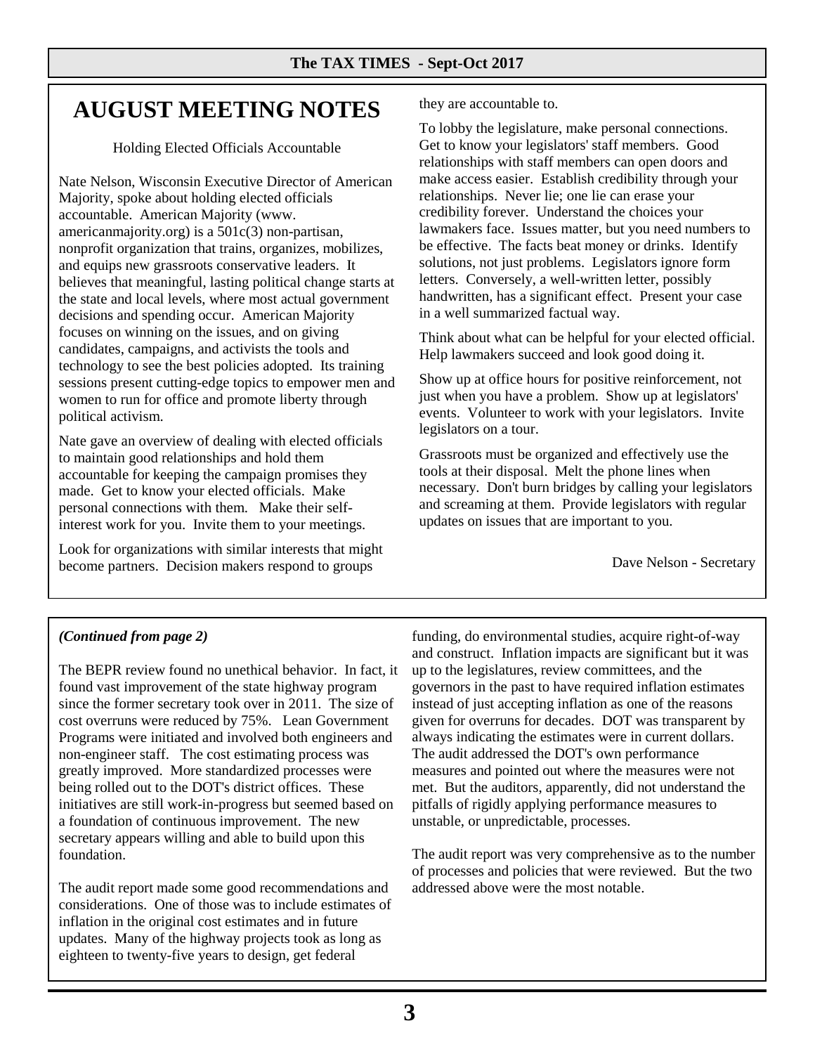# AUGUST MEETING NOTES

Holding Elected Officials Accountable

Nate Nelson, Wisconsin Executive Director of American Majority, spoke about holding elected officials accountable. American Majority (www.americanmajority.org) is a 501c(3) non-partisan, nonprofit organization that trains, organizes, mobilizes, and equips new grassroots conservative leaders. It believes that meaningful, lasting political change starts at the state and local levels, where most actual government decisions and spending occur. American Majority focuses on winning on the issues, and on giving candidates, campaigns, and activists the tools and technology to see the best policies adopted. Its training sessions present cutting-edge topics to empower men and women to run for office and promote liberty through political activism.

Nate gave an overview of dealing with elected officials to maintain good relationships and hold them accountable for keeping the campaign promises they made. Get to know your elected officials. Make personal connections with them. Make their self-interest work for you. Invite them to your meetings.

Look for organizations with similar interests that might become partners. Decision makers respond to groups they are accountable to.

To lobby the legislature, make personal connections. Get to know your legislators' staff members. Good relationships with staff members can open doors and make access easier. Establish credibility through your relationships. Never lie; one lie can erase your credibility forever. Understand the choices your lawmakers face. Issues matter, but you need numbers to be effective. The facts beat money or drinks. Identify solutions, not just problems. Legislators ignore form letters. Conversely, a well-written letter, possibly handwritten, has a significant effect. Present your case in a well summarized factual way.

Think about what can be helpful for your elected official. Help lawmakers succeed and look good doing it.

Show up at office hours for positive reinforcement, not just when you have a problem. Show up at legislators' events. Volunteer to work with your legislators. Invite legislators on a tour.

Grassroots must be organized and effectively use the tools at their disposal. Melt the phone lines when necessary. Don't burn bridges by calling your legislators and screaming at them. Provide legislators with regular updates on issues that are important to you.

Dave Nelson - Secretary

***(Continued from page 2)***

The BEPR review found no unethical behavior. In fact, it found vast improvement of the state highway program since the former secretary took over in 2011. The size of cost overruns were reduced by 75%. Lean Government Programs were initiated and involved both engineers and non-engineer staff. The cost estimating process was greatly improved. More standardized processes were being rolled out to the DOT's district offices. These initiatives are still work-in-progress but seemed based on a foundation of continuous improvement. The new secretary appears willing and able to build upon this foundation.

The audit report made some good recommendations and considerations. One of those was to include estimates of inflation in the original cost estimates and in future updates. Many of the highway projects took as long as eighteen to twenty-five years to design, get federal funding, do environmental studies, acquire right-of-way and construct. Inflation impacts are significant but it was up to the legislatures, review committees, and the governors in the past to have required inflation estimates instead of just accepting inflation as one of the reasons given for overruns for decades. DOT was transparent by always indicating the estimates were in current dollars. The audit addressed the DOT's own performance measures and pointed out where the measures were not met. But the auditors, apparently, did not understand the pitfalls of rigidly applying performance measures to unstable, or unpredictable, processes.

The audit report was very comprehensive as to the number of processes and policies that were reviewed. But the two addressed above were the most notable.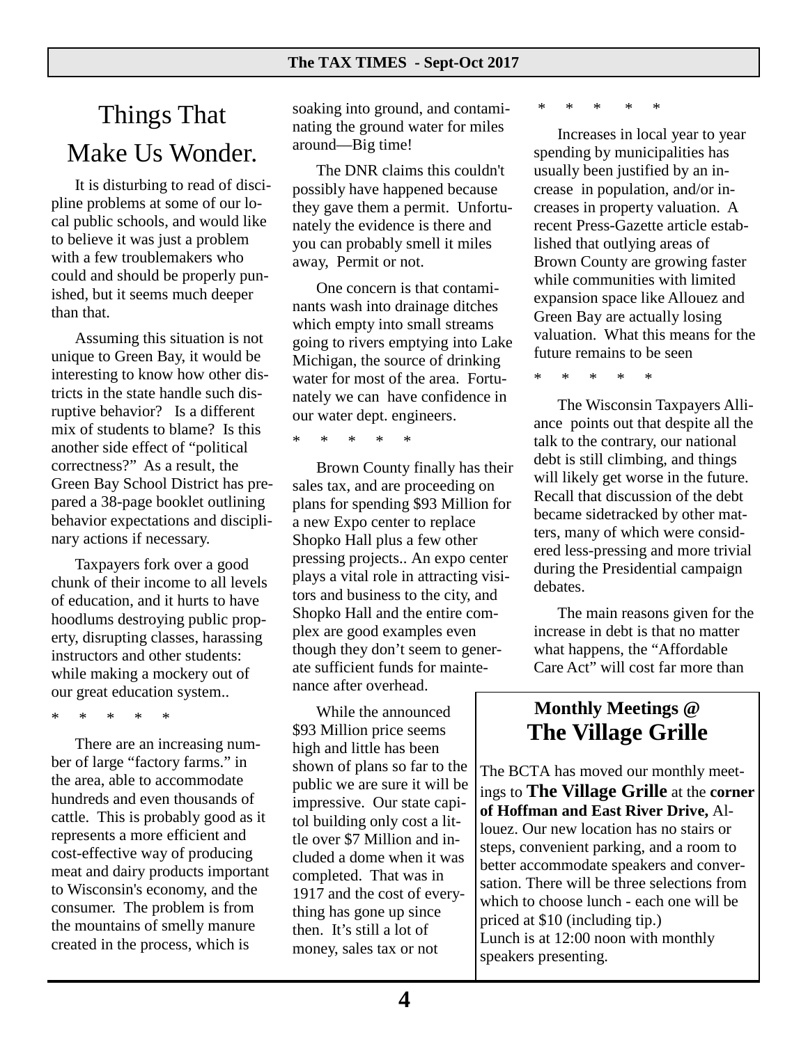# Things That Make Us Wonder.

It is disturbing to read of discipline problems at some of our local public schools, and would like to believe it was just a problem with a few troublemakers who could and should be properly punished, but it seems much deeper than that.

Assuming this situation is not unique to Green Bay, it would be interesting to know how other districts in the state handle such disruptive behavior? Is a different mix of students to blame? Is this another side effect of "political correctness?" As a result, the Green Bay School District has prepared a 38-page booklet outlining behavior expectations and disciplinary actions if necessary.

Taxpayers fork over a good chunk of their income to all levels of education, and it hurts to have hoodlums destroying public property, disrupting classes, harassing instructors and other students: while making a mockery out of our great education system..

\* \* \* \* \*

There are an increasing number of large "factory farms." in the area, able to accommodate hundreds and even thousands of cattle. This is probably good as it represents a more efficient and cost-effective way of producing meat and dairy products important to Wisconsin's economy, and the consumer. The problem is from the mountains of smelly manure created in the process, which is soaking into ground, and contaminating the ground water for miles around—Big time!

The DNR claims this couldn't possibly have happened because they gave them a permit. Unfortunately the evidence is there and you can probably smell it miles away, Permit or not.

One concern is that contaminants wash into drainage ditches which empty into small streams going to rivers emptying into Lake Michigan, the source of drinking water for most of the area. Fortunately we can have confidence in our water dept. engineers.

\* \* \* \* \*

Brown County finally has their sales tax, and are proceeding on plans for spending $93 Million for a new Expo center to replace Shopko Hall plus a few other pressing projects.. An expo center plays a vital role in attracting visitors and business to the city, and Shopko Hall and the entire complex are good examples even though they don't seem to generate sufficient funds for maintenance after overhead.

While the announced $93 Million price seems high and little has been shown of plans so far to the public we are sure it will be impressive. Our state capitol building only cost a little over $7 Million and included a dome when it was completed. That was in 1917 and the cost of everything has gone up since then. It's still a lot of money, sales tax or not

\* \* \* \* \*

Increases in local year to year spending by municipalities has usually been justified by an increase in population, and/or increases in property valuation. A recent Press-Gazette article established that outlying areas of Brown County are growing faster while communities with limited expansion space like Allouez and Green Bay are actually losing valuation. What this means for the future remains to be seen

\* \* \* \* \*

The Wisconsin Taxpayers Alliance points out that despite all the talk to the contrary, our national debt is still climbing, and things will likely get worse in the future. Recall that discussion of the debt became sidetracked by other matters, many of which were considered less-pressing and more trivial during the Presidential campaign debates.

The main reasons given for the increase in debt is that no matter what happens, the "Affordable Care Act" will cost far more than

---

**Monthly Meetings @**

## The Village Grille

The BCTA has moved our monthly meetings to **The Village Grille** at the **corner of Hoffman and East River Drive,** Allouez. Our new location has no stairs or steps, convenient parking, and a room to better accommodate speakers and conversation. There will be three selections from which to choose lunch - each one will be priced at $10 (including tip.)
Lunch is at 12:00 noon with monthly speakers presenting.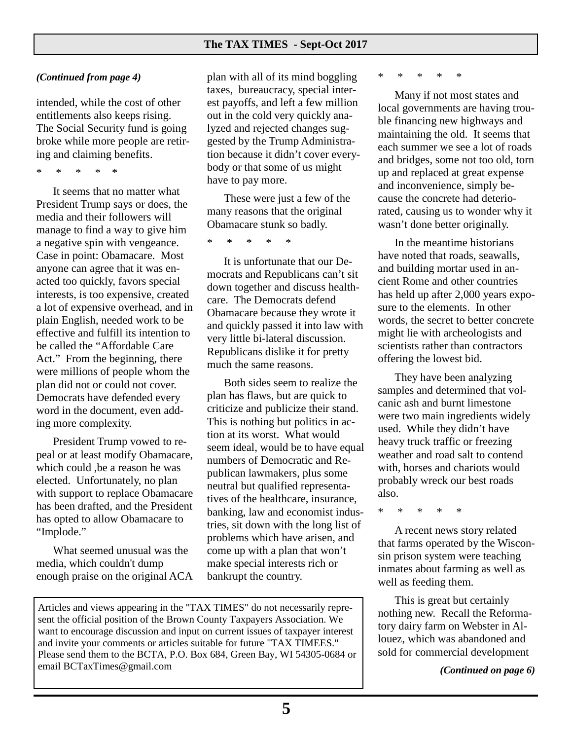*(Continued from page 4)*

intended, while the cost of other entitlements also keeps rising. The Social Security fund is going broke while more people are retiring and claiming benefits.

\*  \*  \*  \*  \*

It seems that no matter what President Trump says or does, the media and their followers will manage to find a way to give him a negative spin with vengeance. Case in point: Obamacare. Most anyone can agree that it was enacted too quickly, favors special interests, is too expensive, created a lot of expensive overhead, and in plain English, needed work to be effective and fulfill its intention to be called the "Affordable Care Act." From the beginning, there were millions of people whom the plan did not or could not cover. Democrats have defended every word in the document, even adding more complexity.

President Trump vowed to repeal or at least modify Obamacare, which could ,be a reason he was elected. Unfortunately, no plan with support to replace Obamacare has been drafted, and the President has opted to allow Obamacare to "Implode."

What seemed unusual was the media, which couldn't dump enough praise on the original ACA plan with all of its mind boggling taxes, bureaucracy, special interest payoffs, and left a few million out in the cold very quickly analyzed and rejected changes suggested by the Trump Administration because it didn't cover everybody or that some of us might have to pay more.

These were just a few of the many reasons that the original Obamacare stunk so badly.

\*  \*  \*  \*  \*

It is unfortunate that our Democrats and Republicans can't sit down together and discuss healthcare. The Democrats defend Obamacare because they wrote it and quickly passed it into law with very little bi-lateral discussion. Republicans dislike it for pretty much the same reasons.

Both sides seem to realize the plan has flaws, but are quick to criticize and publicize their stand. This is nothing but politics in action at its worst. What would seem ideal, would be to have equal numbers of Democratic and Republican lawmakers, plus some neutral but qualified representatives of the healthcare, insurance, banking, law and economist industries, sit down with the long list of problems which have arisen, and come up with a plan that won't make special interests rich or bankrupt the country.

\*  \*  \*  \*  \*

Many if not most states and local governments are having trouble financing new highways and maintaining the old. It seems that each summer we see a lot of roads and bridges, some not too old, torn up and replaced at great expense and inconvenience, simply because the concrete had deteriorated, causing us to wonder why it wasn't done better originally.

In the meantime historians have noted that roads, seawalls, and building mortar used in ancient Rome and other countries has held up after 2,000 years exposure to the elements. In other words, the secret to better concrete might lie with archeologists and scientists rather than contractors offering the lowest bid.

They have been analyzing samples and determined that volcanic ash and burnt limestone were two main ingredients widely used. While they didn't have heavy truck traffic or freezing weather and road salt to contend with, horses and chariots would probably wreck our best roads also.

\*  \*  \*  \*  \*

A recent news story related that farms operated by the Wisconsin prison system were teaching inmates about farming as well as feeding them.

This is great but certainly nothing new. Recall the Reformatory dairy farm on Webster in Allouez, which was abandoned and sold for commercial development

*(Continued on page 6)*

Articles and views appearing in the "TAX TIMES" do not necessarily represent the official position of the Brown County Taxpayers Association. We want to encourage discussion and input on current issues of taxpayer interest and invite your comments or articles suitable for future "TAX TIMEES." Please send them to the BCTA, P.O. Box 684, Green Bay, WI 54305-0684 or email BCTaxTimes@gmail.com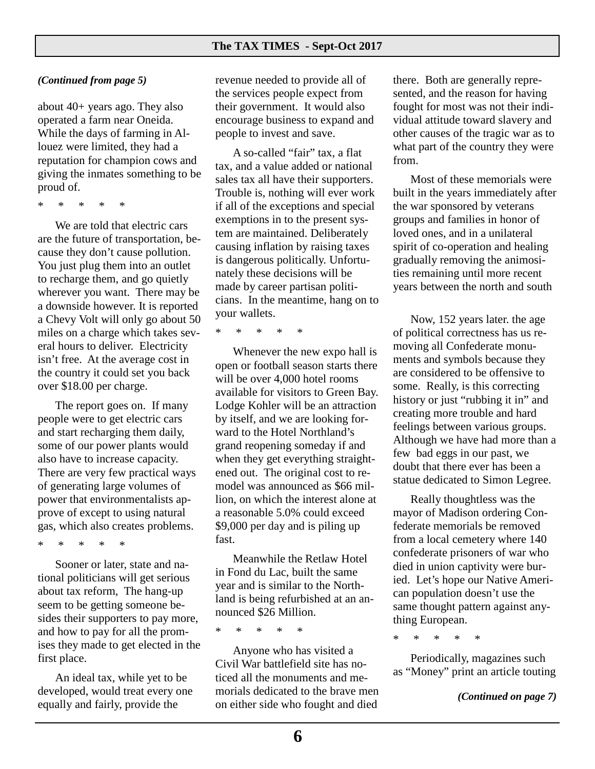*(Continued from page 5)*

about 40+ years ago. They also operated a farm near Oneida. While the days of farming in Allouez were limited, they had a reputation for champion cows and giving the inmates something to be proud of.

\* \* \* \* \*

We are told that electric cars are the future of transportation, because they don't cause pollution. You just plug them into an outlet to recharge them, and go quietly wherever you want. There may be a downside however. It is reported a Chevy Volt will only go about 50 miles on a charge which takes several hours to deliver. Electricity isn't free. At the average cost in the country it could set you back over $18.00 per charge.

The report goes on. If many people were to get electric cars and start recharging them daily, some of our power plants would also have to increase capacity. There are very few practical ways of generating large volumes of power that environmentalists approve of except to using natural gas, which also creates problems.

\* \* \* \* \*

Sooner or later, state and national politicians will get serious about tax reform, The hang-up seem to be getting someone besides their supporters to pay more, and how to pay for all the promises they made to get elected in the first place.

An ideal tax, while yet to be developed, would treat every one equally and fairly, provide the revenue needed to provide all of the services people expect from their government. It would also encourage business to expand and people to invest and save.

A so-called "fair" tax, a flat tax, and a value added or national sales tax all have their supporters. Trouble is, nothing will ever work if all of the exceptions and special exemptions in to the present system are maintained. Deliberately causing inflation by raising taxes is dangerous politically. Unfortunately these decisions will be made by career partisan politicians. In the meantime, hang on to your wallets.

\* \* \* \* \*

Whenever the new expo hall is open or football season starts there will be over 4,000 hotel rooms available for visitors to Green Bay. Lodge Kohler will be an attraction by itself, and we are looking forward to the Hotel Northland's grand reopening someday if and when they get everything straightened out. The original cost to remodel was announced as $66 million, on which the interest alone at a reasonable 5.0% could exceed $9,000 per day and is piling up fast.

Meanwhile the Retlaw Hotel in Fond du Lac, built the same year and is similar to the Northland is being refurbished at an announced $26 Million.

\* \* \* \* \*

Anyone who has visited a Civil War battlefield site has noticed all the monuments and memorials dedicated to the brave men on either side who fought and died there. Both are generally represented, and the reason for having fought for most was not their individual attitude toward slavery and other causes of the tragic war as to what part of the country they were from.

Most of these memorials were built in the years immediately after the war sponsored by veterans groups and families in honor of loved ones, and in a unilateral spirit of co-operation and healing gradually removing the animosities remaining until more recent years between the north and south

Now, 152 years later. the age of political correctness has us removing all Confederate monuments and symbols because they are considered to be offensive to some. Really, is this correcting history or just "rubbing it in" and creating more trouble and hard feelings between various groups. Although we have had more than a few bad eggs in our past, we doubt that there ever has been a statue dedicated to Simon Legree.

Really thoughtless was the mayor of Madison ordering Confederate memorials be removed from a local cemetery where 140 confederate prisoners of war who died in union captivity were buried. Let's hope our Native American population doesn't use the same thought pattern against anything European.

\* \* \* \* \*

Periodically, magazines such as "Money" print an article touting

*(Continued on page 7)*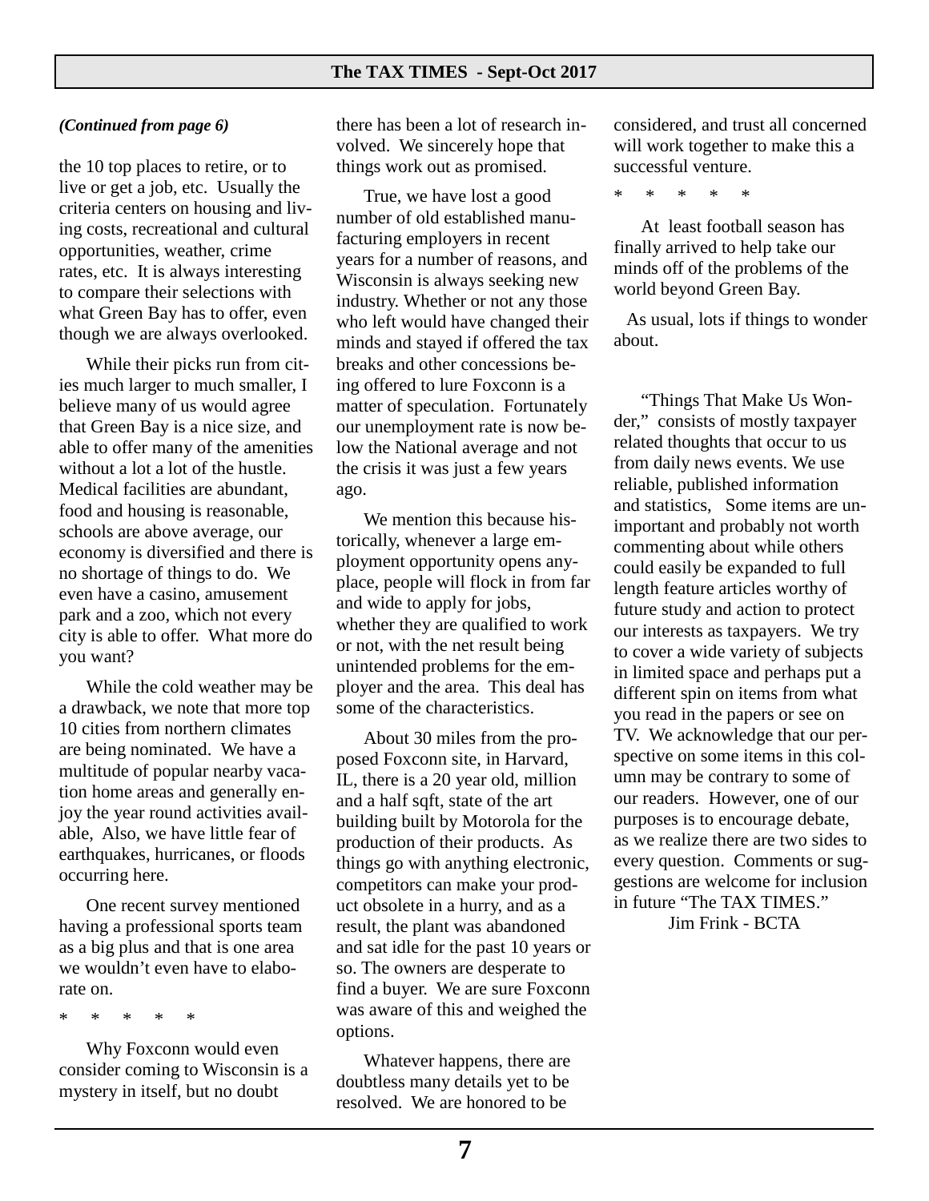*(Continued from page 6)*

the 10 top places to retire, or to live or get a job, etc. Usually the criteria centers on housing and living costs, recreational and cultural opportunities, weather, crime rates, etc. It is always interesting to compare their selections with what Green Bay has to offer, even though we are always overlooked.

While their picks run from cities much larger to much smaller, I believe many of us would agree that Green Bay is a nice size, and able to offer many of the amenities without a lot a lot of the hustle. Medical facilities are abundant, food and housing is reasonable, schools are above average, our economy is diversified and there is no shortage of things to do. We even have a casino, amusement park and a zoo, which not every city is able to offer. What more do you want?

While the cold weather may be a drawback, we note that more top 10 cities from northern climates are being nominated. We have a multitude of popular nearby vacation home areas and generally enjoy the year round activities available, Also, we have little fear of earthquakes, hurricanes, or floods occurring here.

One recent survey mentioned having a professional sports team as a big plus and that is one area we wouldn't even have to elaborate on.

\*     \*     \*     \*     \*

Why Foxconn would even consider coming to Wisconsin is a mystery in itself, but no doubt there has been a lot of research involved. We sincerely hope that things work out as promised.

True, we have lost a good number of old established manufacturing employers in recent years for a number of reasons, and Wisconsin is always seeking new industry. Whether or not any those who left would have changed their minds and stayed if offered the tax breaks and other concessions being offered to lure Foxconn is a matter of speculation. Fortunately our unemployment rate is now below the National average and not the crisis it was just a few years ago.

We mention this because historically, whenever a large employment opportunity opens anyplace, people will flock in from far and wide to apply for jobs, whether they are qualified to work or not, with the net result being unintended problems for the employer and the area. This deal has some of the characteristics.

About 30 miles from the proposed Foxconn site, in Harvard, IL, there is a 20 year old, million and a half sqft, state of the art building built by Motorola for the production of their products. As things go with anything electronic, competitors can make your product obsolete in a hurry, and as a result, the plant was abandoned and sat idle for the past 10 years or so. The owners are desperate to find a buyer. We are sure Foxconn was aware of this and weighed the options.

Whatever happens, there are doubtless many details yet to be resolved. We are honored to be considered, and trust all concerned will work together to make this a successful venture.

\*     \*     \*     \*     \*

At least football season has finally arrived to help take our minds off of the problems of the world beyond Green Bay.

As usual, lots if things to wonder about.

"Things That Make Us Wonder," consists of mostly taxpayer related thoughts that occur to us from daily news events. We use reliable, published information and statistics, Some items are unimportant and probably not worth commenting about while others could easily be expanded to full length feature articles worthy of future study and action to protect our interests as taxpayers. We try to cover a wide variety of subjects in limited space and perhaps put a different spin on items from what you read in the papers or see on TV. We acknowledge that our perspective on some items in this column may be contrary to some of our readers. However, one of our purposes is to encourage debate, as we realize there are two sides to every question. Comments or suggestions are welcome for inclusion in future "The TAX TIMES."

Jim Frink - BCTA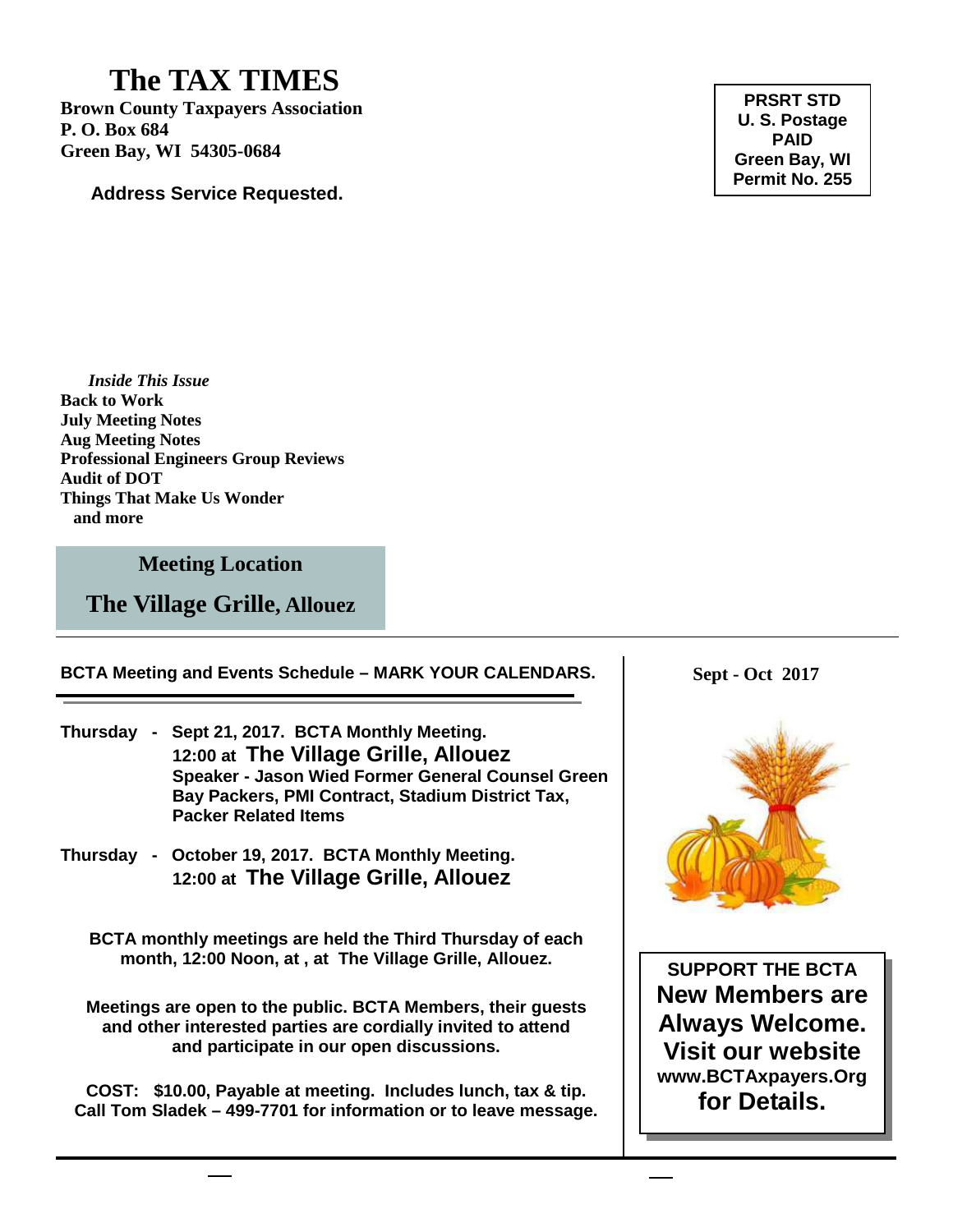# The TAX TIMES

**Brown County Taxpayers Association**
**P. O. Box 684**
**Green Bay, WI 54305-0684**

**Address Service Requested.**

**PRSRT STD**
**U. S. Postage**
**PAID**
**Green Bay, WI**
**Permit No. 255**

***Inside This Issue***

**Back to Work**
**July Meeting Notes**
**Aug Meeting Notes**
**Professional Engineers Group Reviews**
**Audit of DOT**
**Things That Make Us Wonder**
**and more**

## Meeting Location

## The Village Grille, Allouez

**BCTA Meeting and Events Schedule – MARK YOUR CALENDARS.**

**Thursday - Sept 21, 2017. BCTA Monthly Meeting.**
**12:00 at The Village Grille, Allouez**
**Speaker - Jason Wied Former General Counsel Green Bay Packers, PMI Contract, Stadium District Tax, Packer Related Items**

**Thursday - October 19, 2017. BCTA Monthly Meeting.**
**12:00 at The Village Grille, Allouez**

**BCTA monthly meetings are held the Third Thursday of each month, 12:00 Noon, at , at The Village Grille, Allouez.**

**Meetings are open to the public. BCTA Members, their guests and other interested parties are cordially invited to attend and participate in our open discussions.**

**COST: $10.00, Payable at meeting. Includes lunch, tax & tip.**
**Call Tom Sladek – 499-7701 for information or to leave message.**

**Sept - Oct 2017**

**SUPPORT THE BCTA**
**New Members are Always Welcome.**
**Visit our website**
**www.BCTAxpayers.Org**
**for Details.**